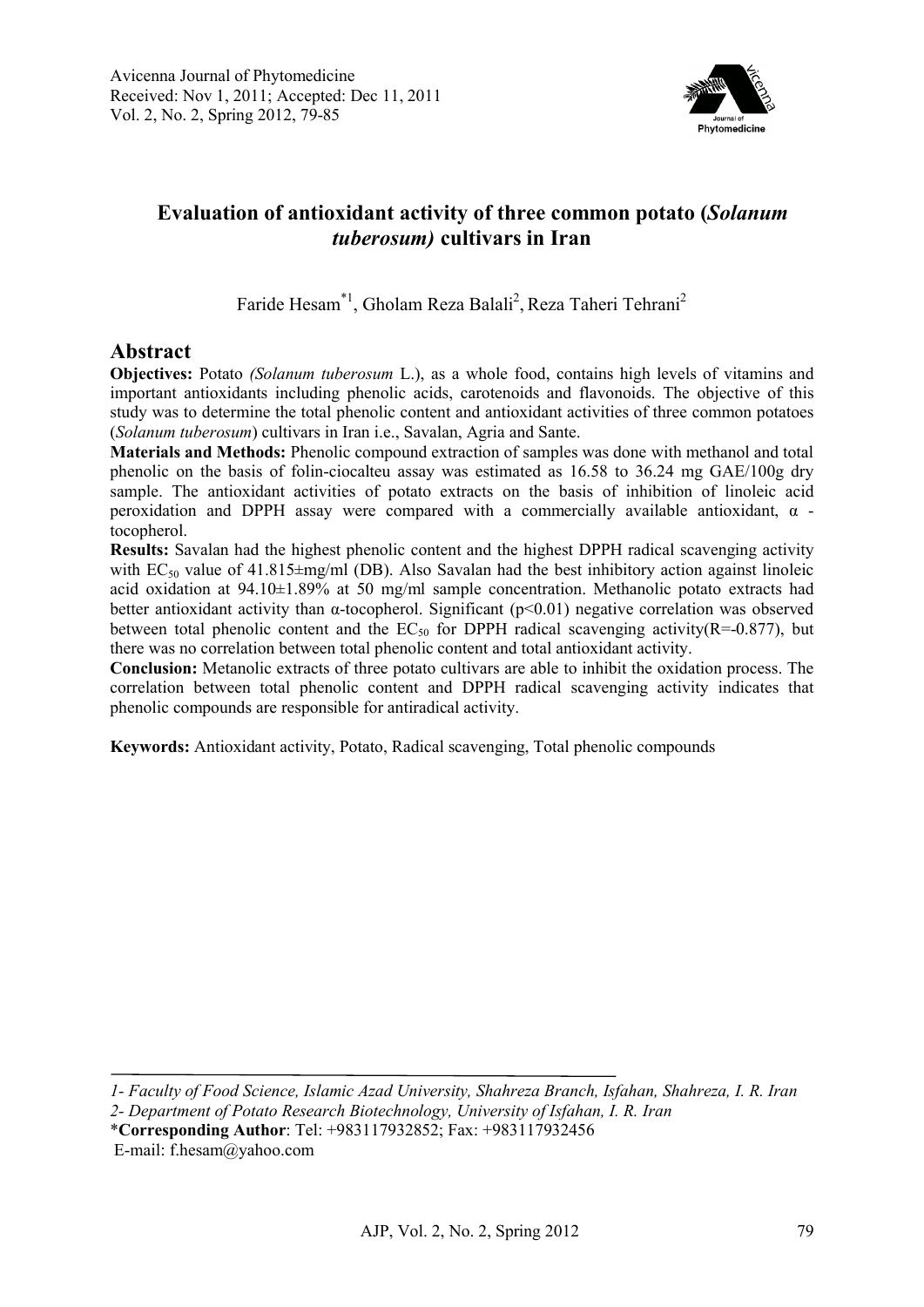# Evaluation of antioxidant activity of three common potato (*Solanum tuberosum)* cultivars in Iran

Faride Hesam[*1], Gholam Reza Balali[2], Reza Taheri Tehrani[2]

## Abstract

**Objectives:** Potato *(Solanum tuberosum* L.), as a whole food, contains high levels of vitamins and important antioxidants including phenolic acids, carotenoids and flavonoids. The objective of this study was to determine the total phenolic content and antioxidant activities of three common potatoes (*Solanum tuberosum*) cultivars in Iran i.e., Savalan, Agria and Sante.

**Materials and Methods:** Phenolic compound extraction of samples was done with methanol and total phenolic on the basis of folin-ciocalteu assay was estimated as 16.58 to 36.24 mg GAE/100g dry sample. The antioxidant activities of potato extracts on the basis of inhibition of linoleic acid peroxidation and DPPH assay were compared with a commercially available antioxidant, α - tocopherol.

**Results:** Savalan had the highest phenolic content and the highest DPPH radical scavenging activity with $EC_{50}$ value of 41.815±mg/ml (DB). Also Savalan had the best inhibitory action against linoleic acid oxidation at 94.10±1.89% at 50 mg/ml sample concentration. Methanolic potato extracts had better antioxidant activity than α-tocopherol. Significant ($p<0.01$) negative correlation was observed between total phenolic content and the $EC_{50}$ for DPPH radical scavenging activity($R=-0.877$), but there was no correlation between total phenolic content and total antioxidant activity.

**Conclusion:** Metanolic extracts of three potato cultivars are able to inhibit the oxidation process. The correlation between total phenolic content and DPPH radical scavenging activity indicates that phenolic compounds are responsible for antiradical activity.

**Keywords:** Antioxidant activity, Potato, Radical scavenging, Total phenolic compounds

---

*1- Faculty of Food Science, Islamic Azad University, Shahreza Branch, Isfahan, Shahreza, I. R. Iran*

*2- Department of Potato Research Biotechnology, University of Isfahan, I. R. Iran*

\***Corresponding Author**: Tel: +983117932852; Fax: +983117932456

E-mail: f.hesam@yahoo.com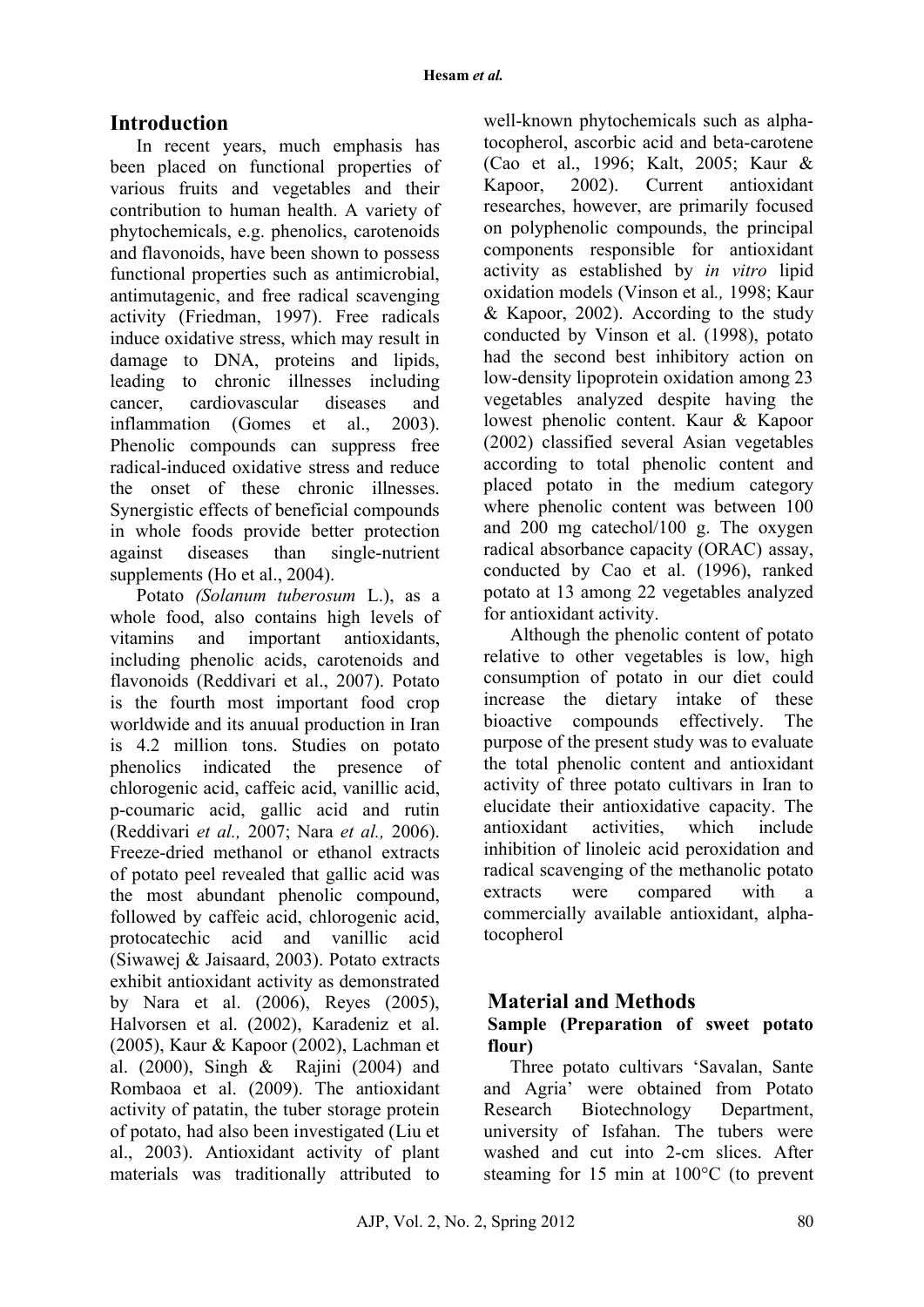## Introduction

In recent years, much emphasis has been placed on functional properties of various fruits and vegetables and their contribution to human health. A variety of phytochemicals, e.g. phenolics, carotenoids and flavonoids, have been shown to possess functional properties such as antimicrobial, antimutagenic, and free radical scavenging activity (Friedman, 1997). Free radicals induce oxidative stress, which may result in damage to DNA, proteins and lipids, leading to chronic illnesses including cancer, cardiovascular diseases and inflammation (Gomes et al., 2003). Phenolic compounds can suppress free radical-induced oxidative stress and reduce the onset of these chronic illnesses. Synergistic effects of beneficial compounds in whole foods provide better protection against diseases than single-nutrient supplements (Ho et al., 2004).

Potato *(Solanum tuberosum* L.), as a whole food, also contains high levels of vitamins and important antioxidants, including phenolic acids, carotenoids and flavonoids (Reddivari et al., 2007). Potato is the fourth most important food crop worldwide and its anuual production in Iran is 4.2 million tons. Studies on potato phenolics indicated the presence of chlorogenic acid, caffeic acid, vanillic acid, p-coumaric acid, gallic acid and rutin (Reddivari *et al.,* 2007; Nara *et al.,* 2006). Freeze-dried methanol or ethanol extracts of potato peel revealed that gallic acid was the most abundant phenolic compound, followed by caffeic acid, chlorogenic acid, protocatechic acid and vanillic acid (Siwawej & Jaisaard, 2003). Potato extracts exhibit antioxidant activity as demonstrated by Nara et al. (2006), Reyes (2005), Halvorsen et al. (2002), Karadeniz et al. (2005), Kaur & Kapoor (2002), Lachman et al. (2000), Singh & Rajini (2004) and Rombaoa et al. (2009). The antioxidant activity of patatin, the tuber storage protein of potato, had also been investigated (Liu et al., 2003). Antioxidant activity of plant materials was traditionally attributed to well-known phytochemicals such as alpha-tocopherol, ascorbic acid and beta-carotene (Cao et al., 1996; Kalt, 2005; Kaur & Kapoor, 2002). Current antioxidant researches, however, are primarily focused on polyphenolic compounds, the principal components responsible for antioxidant activity as established by *in vitro* lipid oxidation models (Vinson et al*.,* 1998; Kaur & Kapoor, 2002). According to the study conducted by Vinson et al. (1998), potato had the second best inhibitory action on low-density lipoprotein oxidation among 23 vegetables analyzed despite having the lowest phenolic content. Kaur & Kapoor (2002) classified several Asian vegetables according to total phenolic content and placed potato in the medium category where phenolic content was between 100 and 200 mg catechol/100 g. The oxygen radical absorbance capacity (ORAC) assay, conducted by Cao et al. (1996), ranked potato at 13 among 22 vegetables analyzed for antioxidant activity.

Although the phenolic content of potato relative to other vegetables is low, high consumption of potato in our diet could increase the dietary intake of these bioactive compounds effectively. The purpose of the present study was to evaluate the total phenolic content and antioxidant activity of three potato cultivars in Iran to elucidate their antioxidative capacity. The antioxidant activities, which include inhibition of linoleic acid peroxidation and radical scavenging of the methanolic potato extracts were compared with a commercially available antioxidant, alpha-tocopherol

## Material and Methods

### Sample (Preparation of sweet potato flour)

Three potato cultivars 'Savalan, Sante and Agria' were obtained from Potato Research Biotechnology Department, university of Isfahan. The tubers were washed and cut into 2-cm slices. After steaming for 15 min at 100°C (to prevent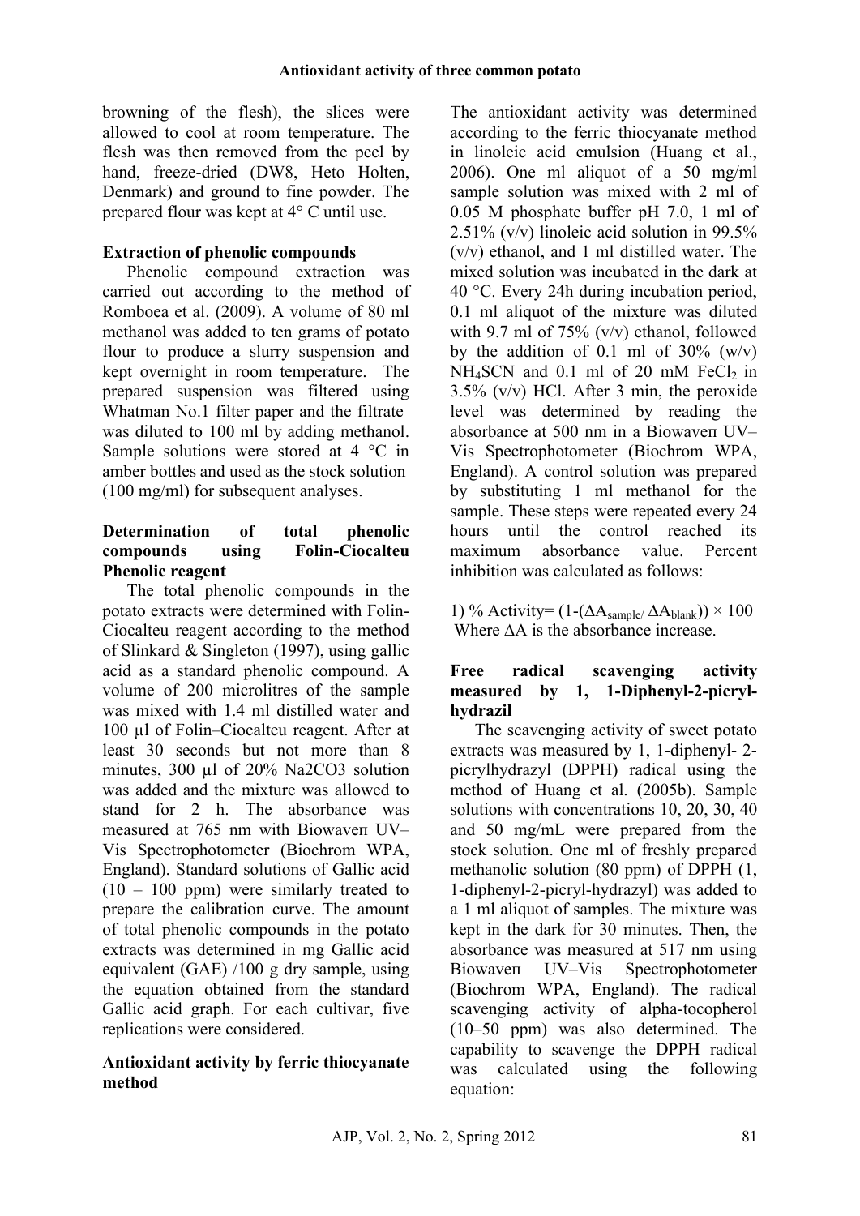browning of the flesh), the slices were allowed to cool at room temperature. The flesh was then removed from the peel by hand, freeze-dried (DW8, Heto Holten, Denmark) and ground to fine powder. The prepared flour was kept at 4° C until use.

### Extraction of phenolic compounds

Phenolic compound extraction was carried out according to the method of Romboea et al. (2009). A volume of 80 ml methanol was added to ten grams of potato flour to produce a slurry suspension and kept overnight in room temperature. The prepared suspension was filtered using Whatman No.1 filter paper and the filtrate was diluted to 100 ml by adding methanol. Sample solutions were stored at 4 °C in amber bottles and used as the stock solution (100 mg/ml) for subsequent analyses.

### Determination of total phenolic compounds using Folin-Ciocalteu Phenolic reagent

The total phenolic compounds in the potato extracts were determined with Folin-Ciocalteu reagent according to the method of Slinkard & Singleton (1997), using gallic acid as a standard phenolic compound. A volume of 200 microlitres of the sample was mixed with 1.4 ml distilled water and 100 µl of Folin–Ciocalteu reagent. After at least 30 seconds but not more than 8 minutes, 300 µl of 20% Na2CO3 solution was added and the mixture was allowed to stand for 2 h. The absorbance was measured at 765 nm with Biowaveπ UV–Vis Spectrophotometer (Biochrom WPA, England). Standard solutions of Gallic acid (10 – 100 ppm) were similarly treated to prepare the calibration curve. The amount of total phenolic compounds in the potato extracts was determined in mg Gallic acid equivalent (GAE) /100 g dry sample, using the equation obtained from the standard Gallic acid graph. For each cultivar, five replications were considered.

### Antioxidant activity by ferric thiocyanate method

The antioxidant activity was determined according to the ferric thiocyanate method in linoleic acid emulsion (Huang et al., 2006). One ml aliquot of a 50 mg/ml sample solution was mixed with 2 ml of 0.05 M phosphate buffer pH 7.0, 1 ml of 2.51% (v/v) linoleic acid solution in 99.5% (v/v) ethanol, and 1 ml distilled water. The mixed solution was incubated in the dark at 40 °C. Every 24h during incubation period, 0.1 ml aliquot of the mixture was diluted with 9.7 ml of 75% (v/v) ethanol, followed by the addition of 0.1 ml of 30% (w/v) $NH_4SCN$ and 0.1 ml of 20 mM $FeCl_2$ in 3.5% (v/v) HCl. After 3 min, the peroxide level was determined by reading the absorbance at 500 nm in a Biowaveπ UV–Vis Spectrophotometer (Biochrom WPA, England). A control solution was prepared by substituting 1 ml methanol for the sample. These steps were repeated every 24 hours until the control reached its maximum absorbance value. Percent inhibition was calculated as follows:

1) $\% \text{ Activity} = (1-(\Delta A_{sample}/\Delta A_{blank})) \times 100$

Where ΔA is the absorbance increase.

### Free radical scavenging activity measured by 1, 1-Diphenyl-2-picryl-hydrazil

The scavenging activity of sweet potato extracts was measured by 1, 1-diphenyl- 2-picrylhydrazyl (DPPH) radical using the method of Huang et al. (2005b). Sample solutions with concentrations 10, 20, 30, 40 and 50 mg/mL were prepared from the stock solution. One ml of freshly prepared methanolic solution (80 ppm) of DPPH (1, 1-diphenyl-2-picryl-hydrazyl) was added to a 1 ml aliquot of samples. The mixture was kept in the dark for 30 minutes. Then, the absorbance was measured at 517 nm using Biowaveπ UV–Vis Spectrophotometer (Biochrom WPA, England). The radical scavenging activity of alpha-tocopherol (10–50 ppm) was also determined. The capability to scavenge the DPPH radical was calculated using the following equation: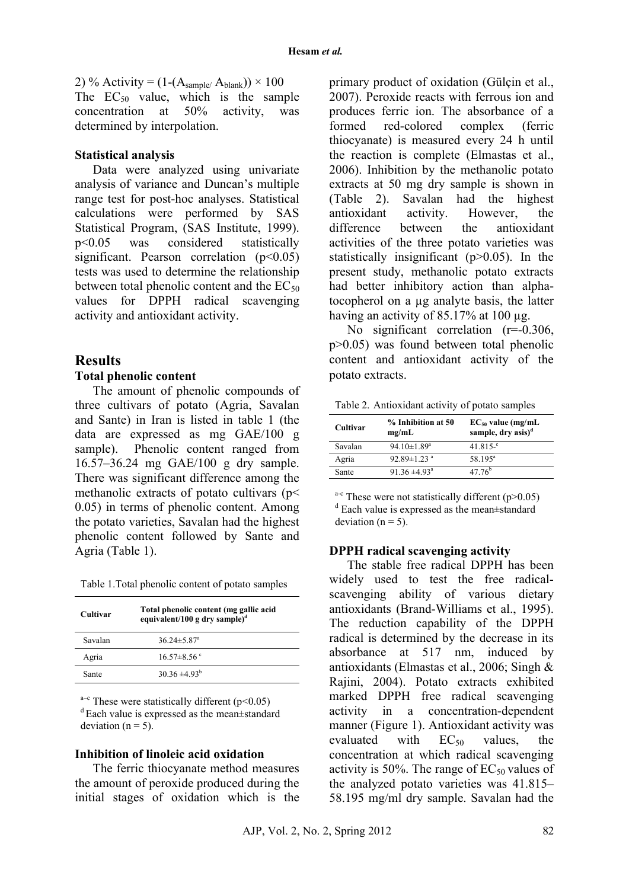2) % Activity = $(1-(A_{sample}/A_{blank})) \times 100$

The $EC_{50}$ value, which is the sample concentration at 50% activity, was determined by interpolation.

### Statistical analysis

Data were analyzed using univariate analysis of variance and Duncan's multiple range test for post-hoc analyses. Statistical calculations were performed by SAS Statistical Program, (SAS Institute, 1999). $p<0.05$ was considered statistically significant. Pearson correlation ($p<0.05$) tests was used to determine the relationship between total phenolic content and the $EC_{50}$ values for DPPH radical scavenging activity and antioxidant activity.

## Results

### Total phenolic content

The amount of phenolic compounds of three cultivars of potato (Agria, Savalan and Sante) in Iran is listed in table 1 (the data are expressed as mg GAE/100 g sample). Phenolic content ranged from 16.57–36.24 mg GAE/100 g dry sample. There was significant difference among the methanolic extracts of potato cultivars ($p< 0.05$) in terms of phenolic content. Among the potato varieties, Savalan had the highest phenolic content followed by Sante and Agria (Table 1).

Table 1.Total phenolic content of potato samples

| Cultivar | Total phenolic content (mg gallic acid equivalent/100 g dry sample)[d] |
| --- | --- |
| Savalan | 36.24±5.87[a] |
| Agria | 16.57±8.56 [c] |
| Sante | 30.36 ±4.93[b] |

[a–c] These were statistically different ($p<0.05$)
[d] Each value is expressed as the mean±standard deviation (n = 5).

### Inhibition of linoleic acid oxidation

The ferric thiocyanate method measures the amount of peroxide produced during the initial stages of oxidation which is the primary product of oxidation (Gülçin et al., 2007). Peroxide reacts with ferrous ion and produces ferric ion. The absorbance of a formed red-colored complex (ferric thiocyanate) is measured every 24 h until the reaction is complete (Elmastas et al., 2006). Inhibition by the methanolic potato extracts at 50 mg dry sample is shown in (Table 2). Savalan had the highest antioxidant activity. However, the difference between the antioxidant activities of the three potato varieties was statistically insignificant ($p>0.05$). In the present study, methanolic potato extracts had better inhibitory action than alpha-tocopherol on a µg analyte basis, the latter having an activity of 85.17% at 100 µg.

No significant correlation ($r=-0.306$, $p>0.05$) was found between total phenolic content and antioxidant activity of the potato extracts.

Table 2. Antioxidant activity of potato samples

| Cultivar | % Inhibition at 50 mg/mL | $EC_{50}$ value (mg/mL sample, dry asis)[d] |
| --- | --- | --- |
| Savalan | 94.10±1.89[a] | 41.815-[c] |
| Agria | 92.89±1.23 [a] | 58.195[a] |
| Sante | 91.36 ±4.93[a] | 47.76[b] |

[a-c] These were not statistically different ($p>0.05$)
[d] Each value is expressed as the mean±standard deviation (n = 5).

### DPPH radical scavenging activity

The stable free radical DPPH has been widely used to test the free radical-scavenging ability of various dietary antioxidants (Brand-Williams et al., 1995). The reduction capability of the DPPH radical is determined by the decrease in its absorbance at 517 nm, induced by antioxidants (Elmastas et al., 2006; Singh & Rajini, 2004). Potato extracts exhibited marked DPPH free radical scavenging activity in a concentration-dependent manner (Figure 1). Antioxidant activity was evaluated with $EC_{50}$ values, the concentration at which radical scavenging activity is 50%. The range of $EC_{50}$ values of the analyzed potato varieties was 41.815–58.195 mg/ml dry sample. Savalan had the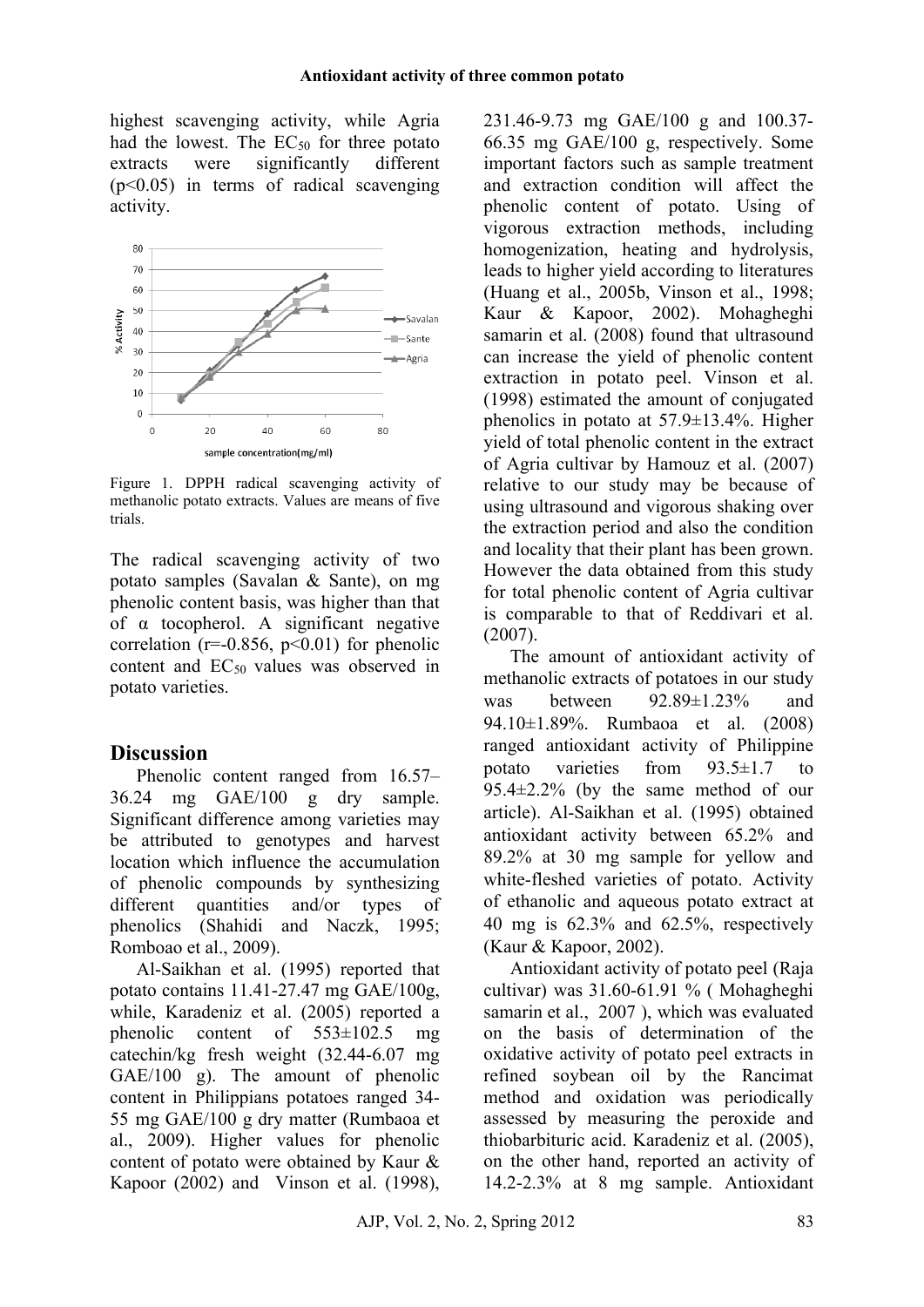highest scavenging activity, while Agria had the lowest. The $EC_{50}$ for three potato extracts were significantly different ($p<0.05$) in terms of radical scavenging activity.

Figure 1. DPPH radical scavenging activity of methanolic potato extracts. Values are means of five trials.

The radical scavenging activity of two potato samples (Savalan & Sante), on mg phenolic content basis, was higher than that of α tocopherol. A significant negative correlation ($r=-0.856$, $p<0.01$) for phenolic content and $EC_{50}$ values was observed in potato varieties.

## Discussion

Phenolic content ranged from 16.57–36.24 mg GAE/100 g dry sample. Significant difference among varieties may be attributed to genotypes and harvest location which influence the accumulation of phenolic compounds by synthesizing different quantities and/or types of phenolics (Shahidi and Naczk, 1995; Romboao et al., 2009).

Al-Saikhan et al. (1995) reported that potato contains 11.41-27.47 mg GAE/100g, while, Karadeniz et al. (2005) reported a phenolic content of 553±102.5 mg catechin/kg fresh weight (32.44-6.07 mg GAE/100 g). The amount of phenolic content in Philippians potatoes ranged 34-55 mg GAE/100 g dry matter (Rumbaoa et al., 2009). Higher values for phenolic content of potato were obtained by Kaur & Kapoor (2002) and Vinson et al. (1998), 231.46-9.73 mg GAE/100 g and 100.37-66.35 mg GAE/100 g, respectively. Some important factors such as sample treatment and extraction condition will affect the phenolic content of potato. Using of vigorous extraction methods, including homogenization, heating and hydrolysis, leads to higher yield according to literatures (Huang et al., 2005b, Vinson et al., 1998; Kaur & Kapoor, 2002). Mohagheghi samarin et al. (2008) found that ultrasound can increase the yield of phenolic content extraction in potato peel. Vinson et al. (1998) estimated the amount of conjugated phenolics in potato at 57.9±13.4%. Higher yield of total phenolic content in the extract of Agria cultivar by Hamouz et al. (2007) relative to our study may be because of using ultrasound and vigorous shaking over the extraction period and also the condition and locality that their plant has been grown. However the data obtained from this study for total phenolic content of Agria cultivar is comparable to that of Reddivari et al. (2007).

The amount of antioxidant activity of methanolic extracts of potatoes in our study was between 92.89±1.23% and 94.10±1.89%. Rumbaoa et al. (2008) ranged antioxidant activity of Philippine potato varieties from 93.5±1.7 to 95.4±2.2% (by the same method of our article). Al-Saikhan et al. (1995) obtained antioxidant activity between 65.2% and 89.2% at 30 mg sample for yellow and white-fleshed varieties of potato. Activity of ethanolic and aqueous potato extract at 40 mg is 62.3% and 62.5%, respectively (Kaur & Kapoor, 2002).

Antioxidant activity of potato peel (Raja cultivar) was 31.60-61.91 % ( Mohagheghi samarin et al., 2007 ), which was evaluated on the basis of determination of the oxidative activity of potato peel extracts in refined soybean oil by the Rancimat method and oxidation was periodically assessed by measuring the peroxide and thiobarbituric acid. Karadeniz et al. (2005), on the other hand, reported an activity of 14.2-2.3% at 8 mg sample. Antioxidant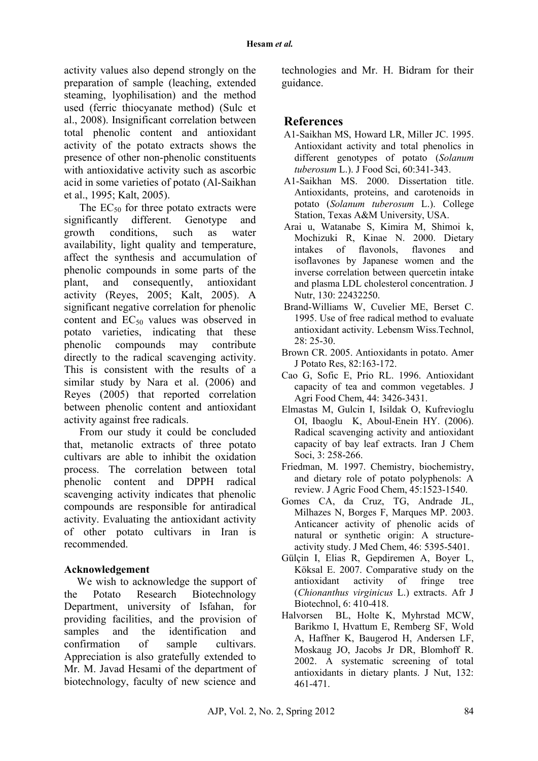activity values also depend strongly on the preparation of sample (leaching, extended steaming, lyophilisation) and the method used (ferric thiocyanate method) (Sulc et al., 2008). Insignificant correlation between total phenolic content and antioxidant activity of the potato extracts shows the presence of other non-phenolic constituents with antioxidative activity such as ascorbic acid in some varieties of potato (Al-Saikhan et al., 1995; Kalt, 2005).

The $EC_{50}$ for three potato extracts were significantly different. Genotype and growth conditions, such as water availability, light quality and temperature, affect the synthesis and accumulation of phenolic compounds in some parts of the plant, and consequently, antioxidant activity (Reyes, 2005; Kalt, 2005). A significant negative correlation for phenolic content and $EC_{50}$ values was observed in potato varieties, indicating that these phenolic compounds may contribute directly to the radical scavenging activity. This is consistent with the results of a similar study by Nara et al. (2006) and Reyes (2005) that reported correlation between phenolic content and antioxidant activity against free radicals.

From our study it could be concluded that, metanolic extracts of three potato cultivars are able to inhibit the oxidation process. The correlation between total phenolic content and DPPH radical scavenging activity indicates that phenolic compounds are responsible for antiradical activity. Evaluating the antioxidant activity of other potato cultivars in Iran is recommended.

### Acknowledgement

We wish to acknowledge the support of the Potato Research Biotechnology Department, university of Isfahan, for providing facilities, and the provision of samples and the identification and confirmation of sample cultivars. Appreciation is also gratefully extended to Mr. M. Javad Hesami of the department of biotechnology, faculty of new science and technologies and Mr. H. Bidram for their guidance.

## References

A1-Saikhan MS, Howard LR, Miller JC. 1995. Antioxidant activity and total phenolics in different genotypes of potato (*Solanum tuberosum* L.). J Food Sci, 60:341-343.

A1-Saikhan MS. 2000. Dissertation title. Antioxidants, proteins, and carotenoids in potato (*Solanum tuberosum* L.). College Station, Texas A&M University, USA.

Arai u, Watanabe S, Kimira M, Shimoi k, Mochizuki R, Kinae N. 2000. Dietary intakes of flavonols, flavones and isoflavones by Japanese women and the inverse correlation between quercetin intake and plasma LDL cholesterol concentration. J Nutr, 130: 22432250.

Brand-Williams W, Cuvelier ME, Berset C. 1995. Use of free radical method to evaluate antioxidant activity. Lebensm Wiss.Technol, 28: 25-30.

Brown CR. 2005. Antioxidants in potato. Amer J Potato Res, 82:163-172.

Cao G, Sofic E, Prio RL. 1996. Antioxidant capacity of tea and common vegetables. J Agri Food Chem, 44: 3426-3431.

Elmastas M, Gulcin I, Isildak O, Kufrevioglu OI, Ibaoglu K, Aboul-Enein HY. (2006). Radical scavenging activity and antioxidant capacity of bay leaf extracts. Iran J Chem Soci, 3: 258-266.

Friedman, M. 1997. Chemistry, biochemistry, and dietary role of potato polyphenols: A review. J Agric Food Chem, 45:1523-1540.

Gomes CA, da Cruz, TG, Andrade JL, Milhazes N, Borges F, Marques MP. 2003. Anticancer activity of phenolic acids of natural or synthetic origin: A structure-activity study. J Med Chem, 46: 5395-5401.

Gülçin I, Elias R, Gepdiremen A, Boyer L, Köksal E. 2007. Comparative study on the antioxidant activity of fringe tree (*Chionanthus virginicus* L.) extracts. Afr J Biotechnol, 6: 410-418.

Halvorsen BL, Holte K, Myhrstad MCW, Barikmo I, Hvattum E, Remberg SF, Wold A, Haffner K, Baugerod H, Andersen LF, Moskaug JO, Jacobs Jr DR, Blomhoff R. 2002. A systematic screening of total antioxidants in dietary plants. J Nut, 132: 461-471.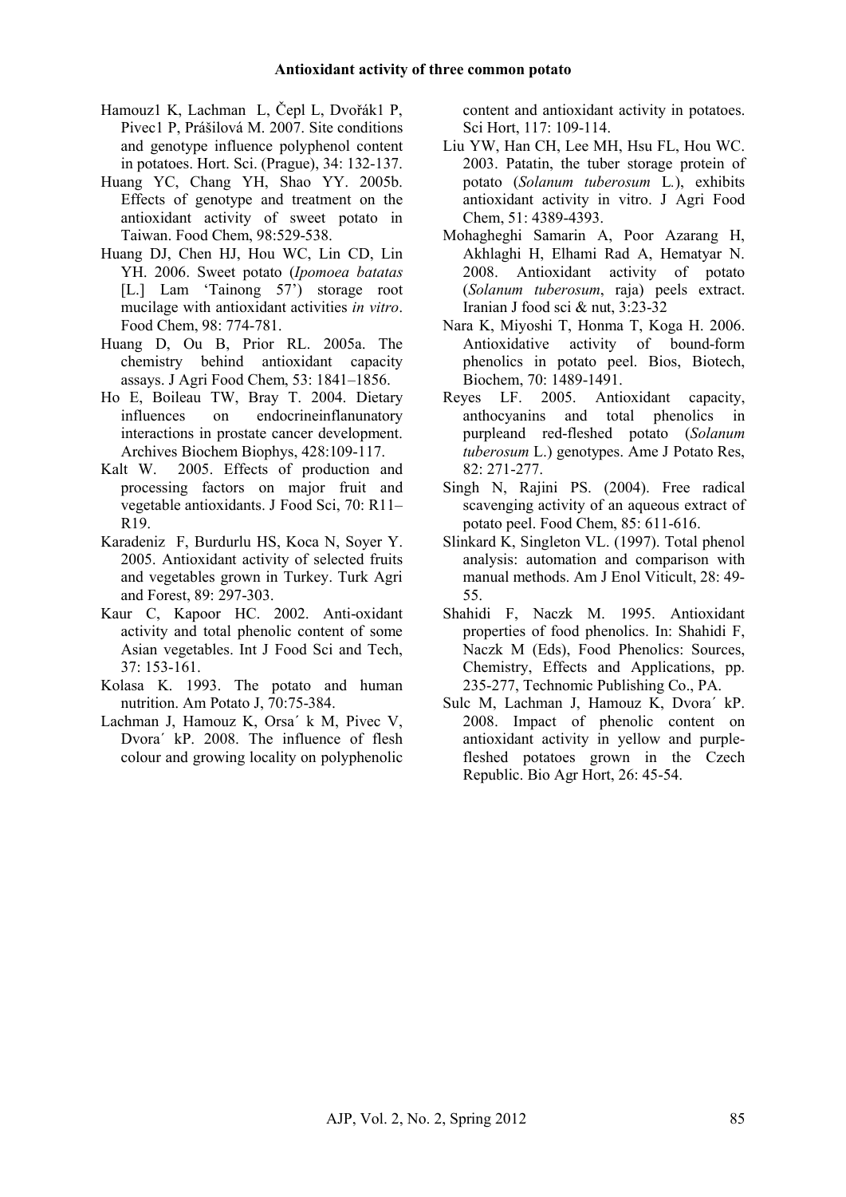Hamouz1 K, Lachman L, Čepl L, Dvořák1 P, Pivec1 P, Prášilová M. 2007. Site conditions and genotype influence polyphenol content in potatoes. Hort. Sci. (Prague), 34: 132-137.

Huang YC, Chang YH, Shao YY. 2005b. Effects of genotype and treatment on the antioxidant activity of sweet potato in Taiwan. Food Chem, 98:529-538.

Huang DJ, Chen HJ, Hou WC, Lin CD, Lin YH. 2006. Sweet potato (*Ipomoea batatas* [L.] Lam 'Tainong 57') storage root mucilage with antioxidant activities *in vitro*. Food Chem, 98: 774-781.

Huang D, Ou B, Prior RL. 2005a. The chemistry behind antioxidant capacity assays. J Agri Food Chem, 53: 1841–1856.

Ho E, Boileau TW, Bray T. 2004. Dietary influences on endocrineinflanunatory interactions in prostate cancer development. Archives Biochem Biophys, 428:109-117.

Kalt W. 2005. Effects of production and processing factors on major fruit and vegetable antioxidants. J Food Sci, 70: R11–R19.

Karadeniz F, Burdurlu HS, Koca N, Soyer Y. 2005. Antioxidant activity of selected fruits and vegetables grown in Turkey. Turk Agri and Forest, 89: 297-303.

Kaur C, Kapoor HC. 2002. Anti-oxidant activity and total phenolic content of some Asian vegetables. Int J Food Sci and Tech, 37: 153-161.

Kolasa K. 1993. The potato and human nutrition. Am Potato J, 70:75-384.

Lachman J, Hamouz K, Orsa´ k M, Pivec V, Dvora´ kP. 2008. The influence of flesh colour and growing locality on polyphenolic content and antioxidant activity in potatoes. Sci Hort, 117: 109-114.

Liu YW, Han CH, Lee MH, Hsu FL, Hou WC. 2003. Patatin, the tuber storage protein of potato (*Solanum tuberosum* L.), exhibits antioxidant activity in vitro. J Agri Food Chem, 51: 4389-4393.

Mohagheghi Samarin A, Poor Azarang H, Akhlaghi H, Elhami Rad A, Hematyar N. 2008. Antioxidant activity of potato (*Solanum tuberosum*, raja) peels extract. Iranian J food sci & nut, 3:23-32

Nara K, Miyoshi T, Honma T, Koga H. 2006. Antioxidative activity of bound-form phenolics in potato peel. Bios, Biotech, Biochem, 70: 1489-1491.

Reyes LF. 2005. Antioxidant capacity, anthocyanins and total phenolics in purpleand red-fleshed potato (*Solanum tuberosum* L.) genotypes. Ame J Potato Res, 82: 271-277.

Singh N, Rajini PS. (2004). Free radical scavenging activity of an aqueous extract of potato peel. Food Chem, 85: 611-616.

Slinkard K, Singleton VL. (1997). Total phenol analysis: automation and comparison with manual methods. Am J Enol Viticult, 28: 49-55.

Shahidi F, Naczk M. 1995. Antioxidant properties of food phenolics. In: Shahidi F, Naczk M (Eds), Food Phenolics: Sources, Chemistry, Effects and Applications, pp. 235-277, Technomic Publishing Co., PA.

Sulc M, Lachman J, Hamouz K, Dvora´ kP. 2008. Impact of phenolic content on antioxidant activity in yellow and purple-fleshed potatoes grown in the Czech Republic. Bio Agr Hort, 26: 45-54.